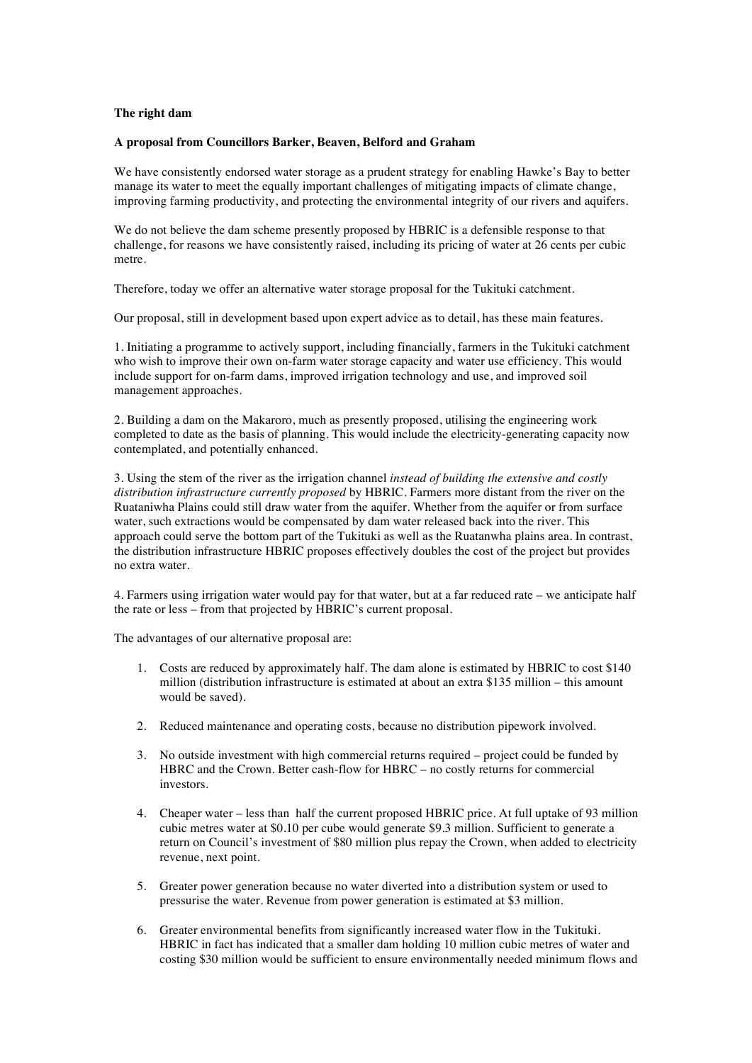**The right dam**

**A proposal from Councillors Barker, Beaven, Belford and Graham**

We have consistently endorsed water storage as a prudent strategy for enabling Hawke's Bay to better manage its water to meet the equally important challenges of mitigating impacts of climate change, improving farming productivity, and protecting the environmental integrity of our rivers and aquifers.

We do not believe the dam scheme presently proposed by HBRIC is a defensible response to that challenge, for reasons we have consistently raised, including its pricing of water at 26 cents per cubic metre.

Therefore, today we offer an alternative water storage proposal for the Tukituki catchment.

Our proposal, still in development based upon expert advice as to detail, has these main features.

1. Initiating a programme to actively support, including financially, farmers in the Tukituki catchment who wish to improve their own on-farm water storage capacity and water use efficiency. This would include support for on-farm dams, improved irrigation technology and use, and improved soil management approaches.

2. Building a dam on the Makaroro, much as presently proposed, utilising the engineering work completed to date as the basis of planning. This would include the electricity-generating capacity now contemplated, and potentially enhanced.

3. Using the stem of the river as the irrigation channel *instead of building the extensive and costly distribution infrastructure currently proposed* by HBRIC. Farmers more distant from the river on the Ruataniwha Plains could still draw water from the aquifer. Whether from the aquifer or from surface water, such extractions would be compensated by dam water released back into the river. This approach could serve the bottom part of the Tukituki as well as the Ruatanwha plains area. In contrast, the distribution infrastructure HBRIC proposes effectively doubles the cost of the project but provides no extra water.

4. Farmers using irrigation water would pay for that water, but at a far reduced rate – we anticipate half the rate or less – from that projected by HBRIC's current proposal.

The advantages of our alternative proposal are:

1. Costs are reduced by approximately half. The dam alone is estimated by HBRIC to cost $140 million (distribution infrastructure is estimated at about an extra $135 million – this amount would be saved).

2. Reduced maintenance and operating costs, because no distribution pipework involved.

3. No outside investment with high commercial returns required – project could be funded by HBRC and the Crown. Better cash-flow for HBRC – no costly returns for commercial investors.

4. Cheaper water – less than half the current proposed HBRIC price. At full uptake of 93 million cubic metres water at $0.10 per cube would generate $9.3 million. Sufficient to generate a return on Council's investment of $80 million plus repay the Crown, when added to electricity revenue, next point.

5. Greater power generation because no water diverted into a distribution system or used to pressurise the water. Revenue from power generation is estimated at $3 million.

6. Greater environmental benefits from significantly increased water flow in the Tukituki. HBRIC in fact has indicated that a smaller dam holding 10 million cubic metres of water and costing $30 million would be sufficient to ensure environmentally needed minimum flows and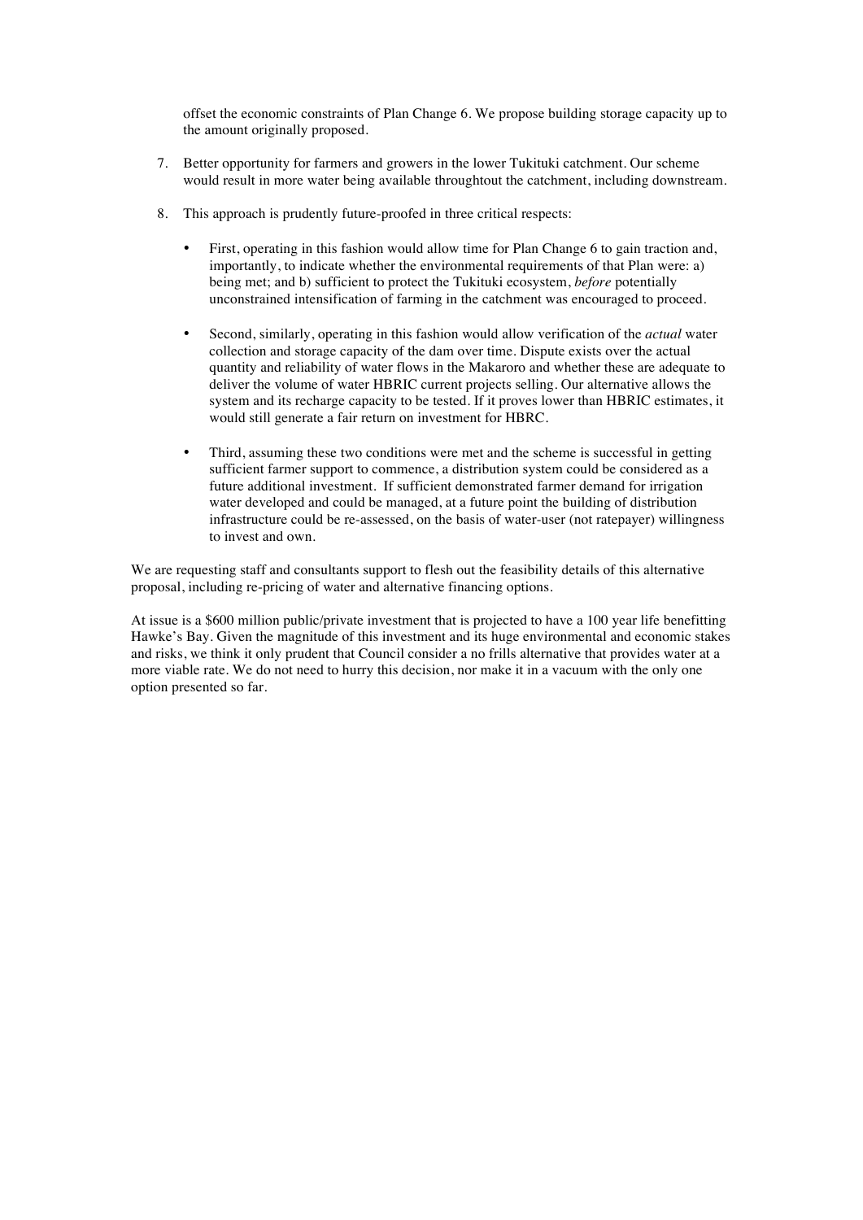offset the economic constraints of Plan Change 6. We propose building storage capacity up to the amount originally proposed.

7. Better opportunity for farmers and growers in the lower Tukituki catchment. Our scheme would result in more water being available throughtout the catchment, including downstream.

8. This approach is prudently future-proofed in three critical respects:

   - First, operating in this fashion would allow time for Plan Change 6 to gain traction and, importantly, to indicate whether the environmental requirements of that Plan were: a) being met; and b) sufficient to protect the Tukituki ecosystem, *before* potentially unconstrained intensification of farming in the catchment was encouraged to proceed.

   - Second, similarly, operating in this fashion would allow verification of the *actual* water collection and storage capacity of the dam over time. Dispute exists over the actual quantity and reliability of water flows in the Makaroro and whether these are adequate to deliver the volume of water HBRIC current projects selling. Our alternative allows the system and its recharge capacity to be tested. If it proves lower than HBRIC estimates, it would still generate a fair return on investment for HBRC.

   - Third, assuming these two conditions were met and the scheme is successful in getting sufficient farmer support to commence, a distribution system could be considered as a future additional investment. If sufficient demonstrated farmer demand for irrigation water developed and could be managed, at a future point the building of distribution infrastructure could be re-assessed, on the basis of water-user (not ratepayer) willingness to invest and own.

We are requesting staff and consultants support to flesh out the feasibility details of this alternative proposal, including re-pricing of water and alternative financing options.

At issue is a $600 million public/private investment that is projected to have a 100 year life benefitting Hawke's Bay. Given the magnitude of this investment and its huge environmental and economic stakes and risks, we think it only prudent that Council consider a no frills alternative that provides water at a more viable rate. We do not need to hurry this decision, nor make it in a vacuum with the only one option presented so far.